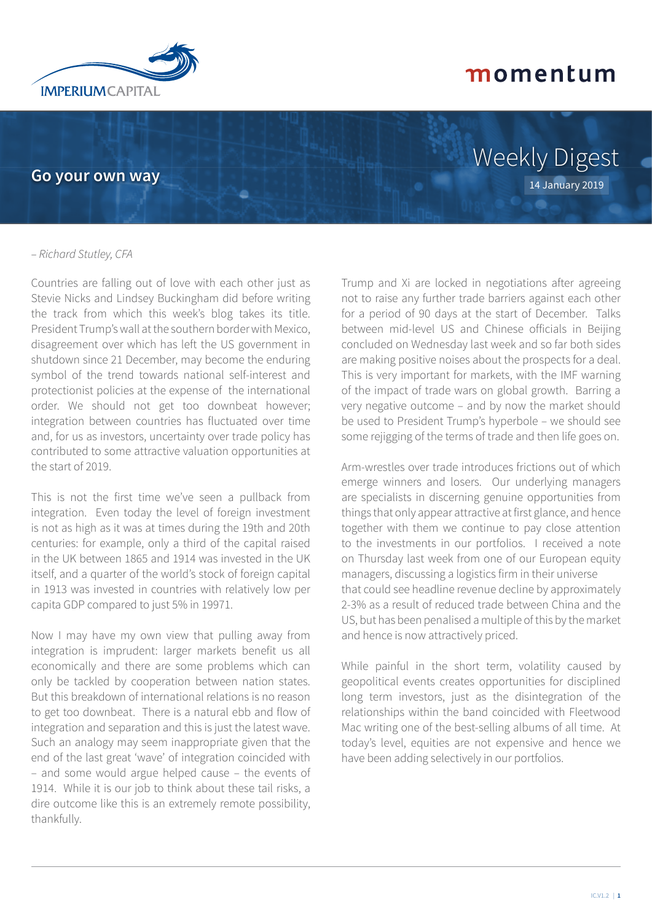# Go your own way

Weekly Digest

14 January 2019

*– Richard Stutley, CFA*

Countries are falling out of love with each other just as Stevie Nicks and Lindsey Buckingham did before writing the track from which this week's blog takes its title. President Trump's wall at the southern border with Mexico, disagreement over which has left the US government in shutdown since 21 December, may become the enduring symbol of the trend towards national self-interest and protectionist policies at the expense of the international order. We should not get too downbeat however; integration between countries has fluctuated over time and, for us as investors, uncertainty over trade policy has contributed to some attractive valuation opportunities at the start of 2019.

This is not the first time we've seen a pullback from integration. Even today the level of foreign investment is not as high as it was at times during the 19th and 20th centuries: for example, only a third of the capital raised in the UK between 1865 and 1914 was invested in the UK itself, and a quarter of the world's stock of foreign capital in 1913 was invested in countries with relatively low per capita GDP compared to just 5% in 1997[1].

Now I may have my own view that pulling away from integration is imprudent: larger markets benefit us all economically and there are some problems which can only be tackled by cooperation between nation states. But this breakdown of international relations is no reason to get too downbeat. There is a natural ebb and flow of integration and separation and this is just the latest wave. Such an analogy may seem inappropriate given that the end of the last great 'wave' of integration coincided with – and some would argue helped cause – the events of 1914. While it is our job to think about these tail risks, a dire outcome like this is an extremely remote possibility, thankfully.

Trump and Xi are locked in negotiations after agreeing not to raise any further trade barriers against each other for a period of 90 days at the start of December. Talks between mid-level US and Chinese officials in Beijing concluded on Wednesday last week and so far both sides are making positive noises about the prospects for a deal. This is very important for markets, with the IMF warning of the impact of trade wars on global growth. Barring a very negative outcome – and by now the market should be used to President Trump's hyperbole – we should see some rejigging of the terms of trade and then life goes on.

Arm-wrestles over trade introduces frictions out of which emerge winners and losers. Our underlying managers are specialists in discerning genuine opportunities from things that only appear attractive at first glance, and hence together with them we continue to pay close attention to the investments in our portfolios. I received a note on Thursday last week from one of our European equity managers, discussing a logistics firm in their universe that could see headline revenue decline by approximately 2-3% as a result of reduced trade between China and the US, but has been penalised a multiple of this by the market and hence is now attractively priced.

While painful in the short term, volatility caused by geopolitical events creates opportunities for disciplined long term investors, just as the disintegration of the relationships within the band coincided with Fleetwood Mac writing one of the best-selling albums of all time. At today's level, equities are not expensive and hence we have been adding selectively in our portfolios.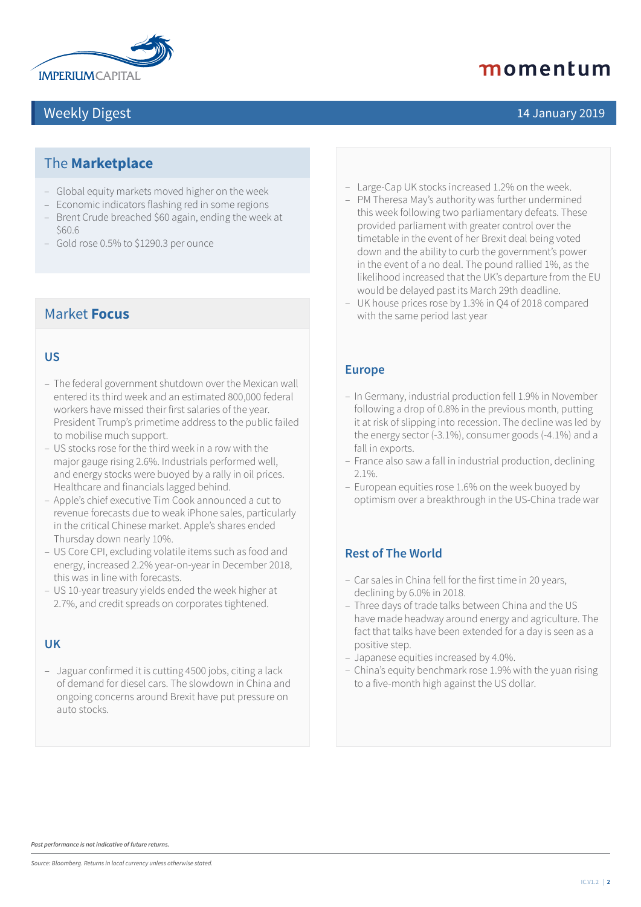# Weekly Digest

14 January 2019

## The **Marketplace**

- Global equity markets moved higher on the week
- Economic indicators flashing red in some regions
- Brent Crude breached $60 again, ending the week at $60.6
- Gold rose 0.5% to $1290.3 per ounce

## Market **Focus**

### US

- The federal government shutdown over the Mexican wall entered its third week and an estimated 800,000 federal workers have missed their first salaries of the year. President Trump's primetime address to the public failed to mobilise much support.
- US stocks rose for the third week in a row with the major gauge rising 2.6%. Industrials performed well, and energy stocks were buoyed by a rally in oil prices. Healthcare and financials lagged behind.
- Apple's chief executive Tim Cook announced a cut to revenue forecasts due to weak iPhone sales, particularly in the critical Chinese market. Apple's shares ended Thursday down nearly 10%.
- US Core CPI, excluding volatile items such as food and energy, increased 2.2% year-on-year in December 2018, this was in line with forecasts.
- US 10-year treasury yields ended the week higher at 2.7%, and credit spreads on corporates tightened.

### UK

- Jaguar confirmed it is cutting 4500 jobs, citing a lack of demand for diesel cars. The slowdown in China and ongoing concerns around Brexit have put pressure on auto stocks.
- Large-Cap UK stocks increased 1.2% on the week.
- PM Theresa May's authority was further undermined this week following two parliamentary defeats. These provided parliament with greater control over the timetable in the event of her Brexit deal being voted down and the ability to curb the government's power in the event of a no deal. The pound rallied 1%, as the likelihood increased that the UK's departure from the EU would be delayed past its March 29th deadline.
- UK house prices rose by 1.3% in Q4 of 2018 compared with the same period last year

### Europe

- In Germany, industrial production fell 1.9% in November following a drop of 0.8% in the previous month, putting it at risk of slipping into recession. The decline was led by the energy sector (-3.1%), consumer goods (-4.1%) and a fall in exports.
- France also saw a fall in industrial production, declining 2.1%.
- European equities rose 1.6% on the week buoyed by optimism over a breakthrough in the US-China trade war

### Rest of The World

- Car sales in China fell for the first time in 20 years, declining by 6.0% in 2018.
- Three days of trade talks between China and the US have made headway around energy and agriculture. The fact that talks have been extended for a day is seen as a positive step.
- Japanese equities increased by 4.0%.
- China's equity benchmark rose 1.9% with the yuan rising to a five-month high against the US dollar.

*Past performance is not indicative of future returns.*

*Source: Bloomberg. Returns in local currency unless otherwise stated.*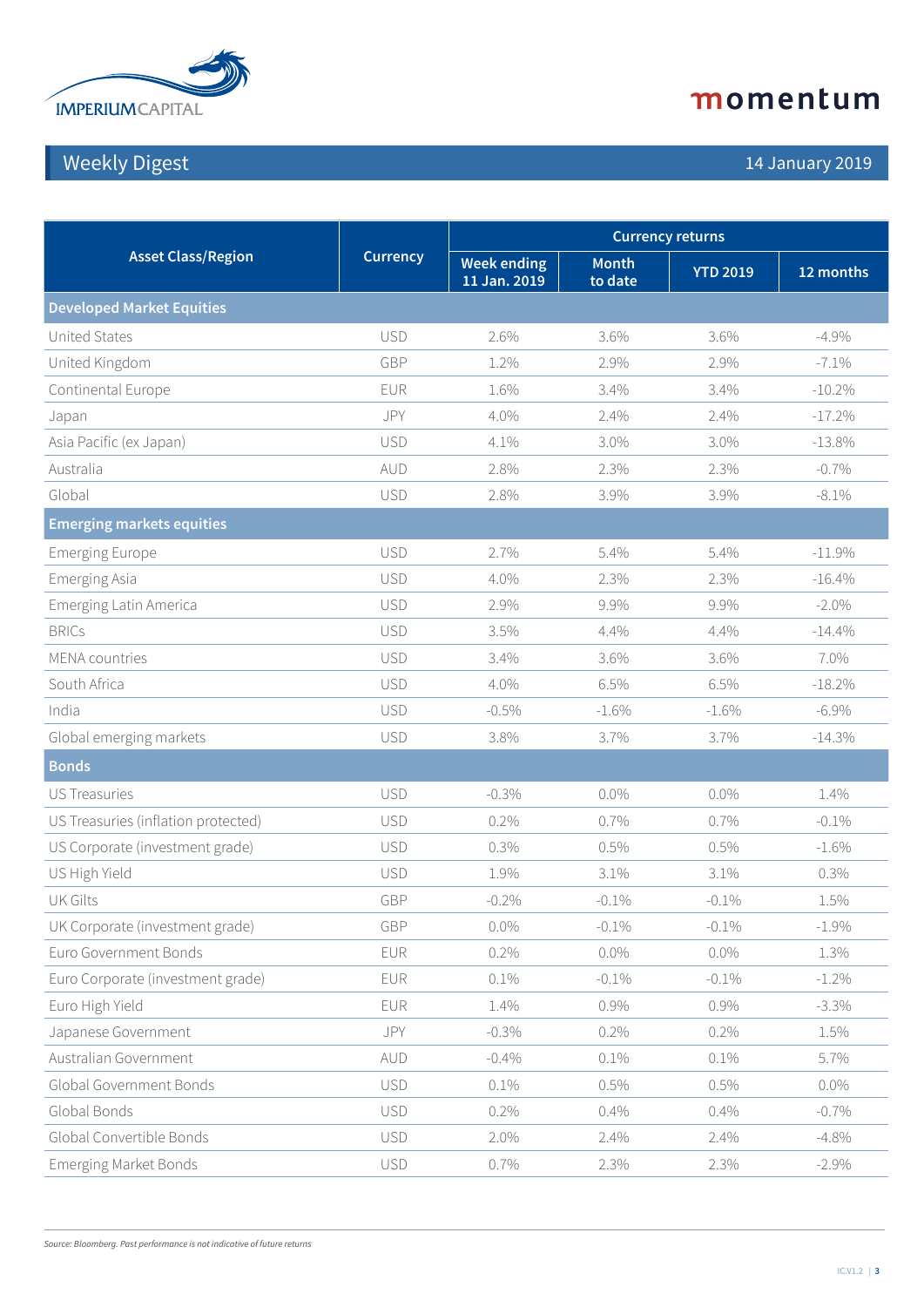Weekly Digest

14 January 2019

| Asset Class/Region | Currency | Currency returns | | | |
|---|---|---|---|---|---|
| | | Week ending 11 Jan. 2019 | Month to date | YTD 2019 | 12 months |
| **Developed Market Equities** | | | | | |
| United States | USD | 2.6% | 3.6% | 3.6% | -4.9% |
| United Kingdom | GBP | 1.2% | 2.9% | 2.9% | -7.1% |
| Continental Europe | EUR | 1.6% | 3.4% | 3.4% | -10.2% |
| Japan | JPY | 4.0% | 2.4% | 2.4% | -17.2% |
| Asia Pacific (ex Japan) | USD | 4.1% | 3.0% | 3.0% | -13.8% |
| Australia | AUD | 2.8% | 2.3% | 2.3% | -0.7% |
| Global | USD | 2.8% | 3.9% | 3.9% | -8.1% |
| **Emerging markets equities** | | | | | |
| Emerging Europe | USD | 2.7% | 5.4% | 5.4% | -11.9% |
| Emerging Asia | USD | 4.0% | 2.3% | 2.3% | -16.4% |
| Emerging Latin America | USD | 2.9% | 9.9% | 9.9% | -2.0% |
| BRICs | USD | 3.5% | 4.4% | 4.4% | -14.4% |
| MENA countries | USD | 3.4% | 3.6% | 3.6% | 7.0% |
| South Africa | USD | 4.0% | 6.5% | 6.5% | -18.2% |
| India | USD | -0.5% | -1.6% | -1.6% | -6.9% |
| Global emerging markets | USD | 3.8% | 3.7% | 3.7% | -14.3% |
| **Bonds** | | | | | |
| US Treasuries | USD | -0.3% | 0.0% | 0.0% | 1.4% |
| US Treasuries (inflation protected) | USD | 0.2% | 0.7% | 0.7% | -0.1% |
| US Corporate (investment grade) | USD | 0.3% | 0.5% | 0.5% | -1.6% |
| US High Yield | USD | 1.9% | 3.1% | 3.1% | 0.3% |
| UK Gilts | GBP | -0.2% | -0.1% | -0.1% | 1.5% |
| UK Corporate (investment grade) | GBP | 0.0% | -0.1% | -0.1% | -1.9% |
| Euro Government Bonds | EUR | 0.2% | 0.0% | 0.0% | 1.3% |
| Euro Corporate (investment grade) | EUR | 0.1% | -0.1% | -0.1% | -1.2% |
| Euro High Yield | EUR | 1.4% | 0.9% | 0.9% | -3.3% |
| Japanese Government | JPY | -0.3% | 0.2% | 0.2% | 1.5% |
| Australian Government | AUD | -0.4% | 0.1% | 0.1% | 5.7% |
| Global Government Bonds | USD | 0.1% | 0.5% | 0.5% | 0.0% |
| Global Bonds | USD | 0.2% | 0.4% | 0.4% | -0.7% |
| Global Convertible Bonds | USD | 2.0% | 2.4% | 2.4% | -4.8% |
| Emerging Market Bonds | USD | 0.7% | 2.3% | 2.3% | -2.9% |

*Source: Bloomberg. Past performance is not indicative of future returns*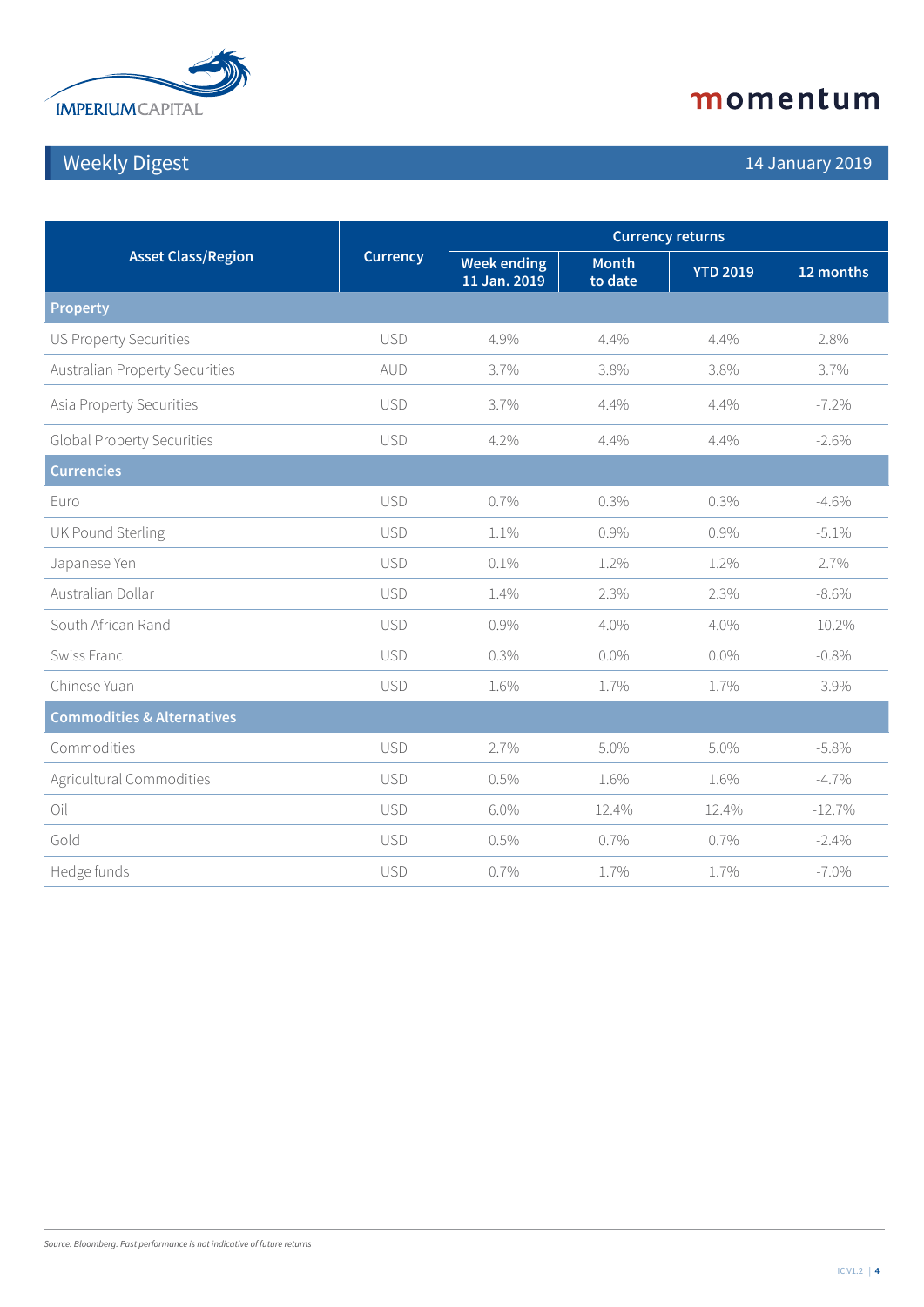# Weekly Digest

14 January 2019

| Asset Class/Region | Currency | Currency returns | | | |
|---|---|---|---|---|---|
| | | Week ending 11 Jan. 2019 | Month to date | YTD 2019 | 12 months |
| **Property** | | | | | |
| US Property Securities | USD | 4.9% | 4.4% | 4.4% | 2.8% |
| Australian Property Securities | AUD | 3.7% | 3.8% | 3.8% | 3.7% |
| Asia Property Securities | USD | 3.7% | 4.4% | 4.4% | -7.2% |
| Global Property Securities | USD | 4.2% | 4.4% | 4.4% | -2.6% |
| **Currencies** | | | | | |
| Euro | USD | 0.7% | 0.3% | 0.3% | -4.6% |
| UK Pound Sterling | USD | 1.1% | 0.9% | 0.9% | -5.1% |
| Japanese Yen | USD | 0.1% | 1.2% | 1.2% | 2.7% |
| Australian Dollar | USD | 1.4% | 2.3% | 2.3% | -8.6% |
| South African Rand | USD | 0.9% | 4.0% | 4.0% | -10.2% |
| Swiss Franc | USD | 0.3% | 0.0% | 0.0% | -0.8% |
| Chinese Yuan | USD | 1.6% | 1.7% | 1.7% | -3.9% |
| **Commodities & Alternatives** | | | | | |
| Commodities | USD | 2.7% | 5.0% | 5.0% | -5.8% |
| Agricultural Commodities | USD | 0.5% | 1.6% | 1.6% | -4.7% |
| Oil | USD | 6.0% | 12.4% | 12.4% | -12.7% |
| Gold | USD | 0.5% | 0.7% | 0.7% | -2.4% |
| Hedge funds | USD | 0.7% | 1.7% | 1.7% | -7.0% |

*Source: Bloomberg. Past performance is not indicative of future returns*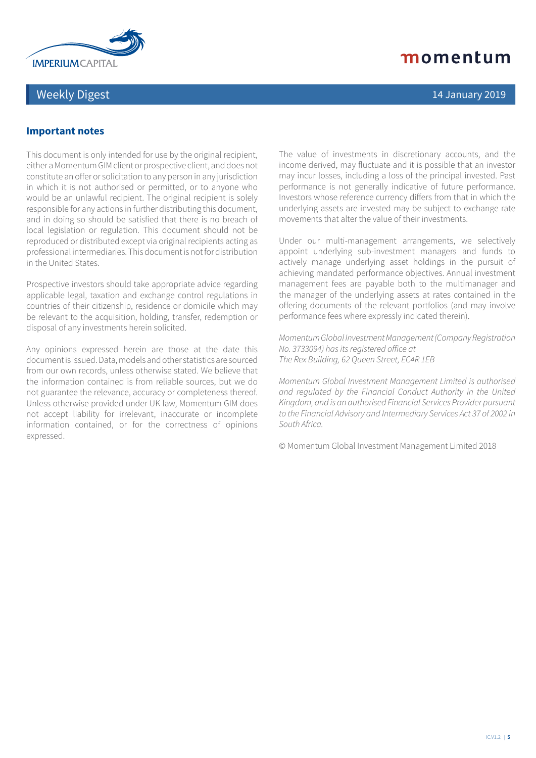## Important notes

This document is only intended for use by the original recipient, either a Momentum GIM client or prospective client, and does not constitute an offer or solicitation to any person in any jurisdiction in which it is not authorised or permitted, or to anyone who would be an unlawful recipient. The original recipient is solely responsible for any actions in further distributing this document, and in doing so should be satisfied that there is no breach of local legislation or regulation. This document should not be reproduced or distributed except via original recipients acting as professional intermediaries. This document is not for distribution in the United States.

Prospective investors should take appropriate advice regarding applicable legal, taxation and exchange control regulations in countries of their citizenship, residence or domicile which may be relevant to the acquisition, holding, transfer, redemption or disposal of any investments herein solicited.

Any opinions expressed herein are those at the date this document is issued. Data, models and other statistics are sourced from our own records, unless otherwise stated. We believe that the information contained is from reliable sources, but we do not guarantee the relevance, accuracy or completeness thereof. Unless otherwise provided under UK law, Momentum GIM does not accept liability for irrelevant, inaccurate or incomplete information contained, or for the correctness of opinions expressed.

The value of investments in discretionary accounts, and the income derived, may fluctuate and it is possible that an investor may incur losses, including a loss of the principal invested. Past performance is not generally indicative of future performance. Investors whose reference currency differs from that in which the underlying assets are invested may be subject to exchange rate movements that alter the value of their investments.

Under our multi-management arrangements, we selectively appoint underlying sub-investment managers and funds to actively manage underlying asset holdings in the pursuit of achieving mandated performance objectives. Annual investment management fees are payable both to the multimanager and the manager of the underlying assets at rates contained in the offering documents of the relevant portfolios (and may involve performance fees where expressly indicated therein).

*Momentum Global Investment Management (Company Registration No. 3733094) has its registered office at The Rex Building, 62 Queen Street, EC4R 1EB*

*Momentum Global Investment Management Limited is authorised and regulated by the Financial Conduct Authority in the United Kingdom, and is an authorised Financial Services Provider pursuant to the Financial Advisory and Intermediary Services Act 37 of 2002 in South Africa.*

© Momentum Global Investment Management Limited 2018